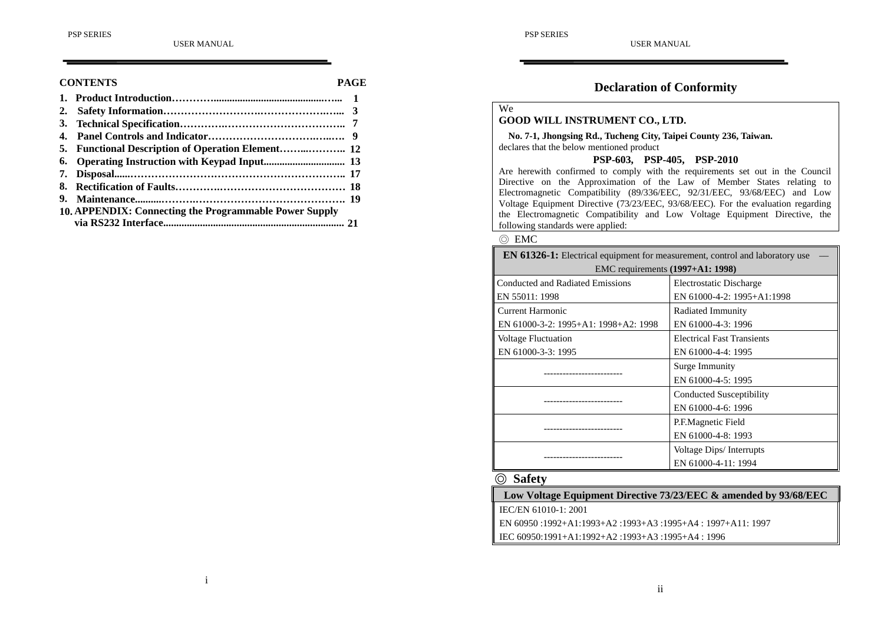## CONTENTS

| | PAGE |
|---|---|
| 1. Product Introduction | 1 |
| 2. Safety Information | 3 |
| 3. Technical Specification | 7 |
| 4. Panel Controls and Indicator | 9 |
| 5. Functional Description of Operation Element | 12 |
| 6. Operating Instruction with Keypad Input | 13 |
| 7. Disposal | 17 |
| 8. Rectification of Faults | 18 |
| 9. Maintenance | 19 |
| 10. APPENDIX: Connecting the Programmable Power Supply via RS232 Interface | 21 |

## Declaration of Conformity

We

**GOOD WILL INSTRUMENT CO., LTD.**

**No. 7-1, Jhongsing Rd., Tucheng City, Taipei County 236, Taiwan.**

declares that the below mentioned product

**PSP-603, PSP-405, PSP-2010**

Are herewith confirmed to comply with the requirements set out in the Council Directive on the Approximation of the Law of Member States relating to Electromagnetic Compatibility (89/336/EEC, 92/31/EEC, 93/68/EEC) and Low Voltage Equipment Directive (73/23/EEC, 93/68/EEC). For the evaluation regarding the Electromagnetic Compatibility and Low Voltage Equipment Directive, the following standards were applied:

◎ EMC

| **EN 61326-1:** Electrical equipment for measurement, control and laboratory use — EMC requirements **(1997+A1: 1998)** | |
|---|---|
| Conducted and Radiated Emissions<br>EN 55011: 1998 | Electrostatic Discharge<br>EN 61000-4-2: 1995+A1:1998 |
| Current Harmonic<br>EN 61000-3-2: 1995+A1: 1998+A2: 1998 | Radiated Immunity<br>EN 61000-4-3: 1996 |
| Voltage Fluctuation<br>EN 61000-3-3: 1995 | Electrical Fast Transients<br>EN 61000-4-4: 1995 |
| ------------------------- | Surge Immunity<br>EN 61000-4-5: 1995 |
| ------------------------- | Conducted Susceptibility<br>EN 61000-4-6: 1996 |
| ------------------------- | P.F.Magnetic Field<br>EN 61000-4-8: 1993 |
| ------------------------- | Voltage Dips/ Interrupts<br>EN 61000-4-11: 1994 |

◎ **Safety**

| **Low Voltage Equipment Directive 73/23/EEC & amended by 93/68/EEC** |
|---|
| IEC/EN 61010-1: 2001 |
| EN 60950 :1992+A1:1993+A2 :1993+A3 :1995+A4 : 1997+A11: 1997 |
| IEC 60950:1991+A1:1992+A2 :1993+A3 :1995+A4 : 1996 |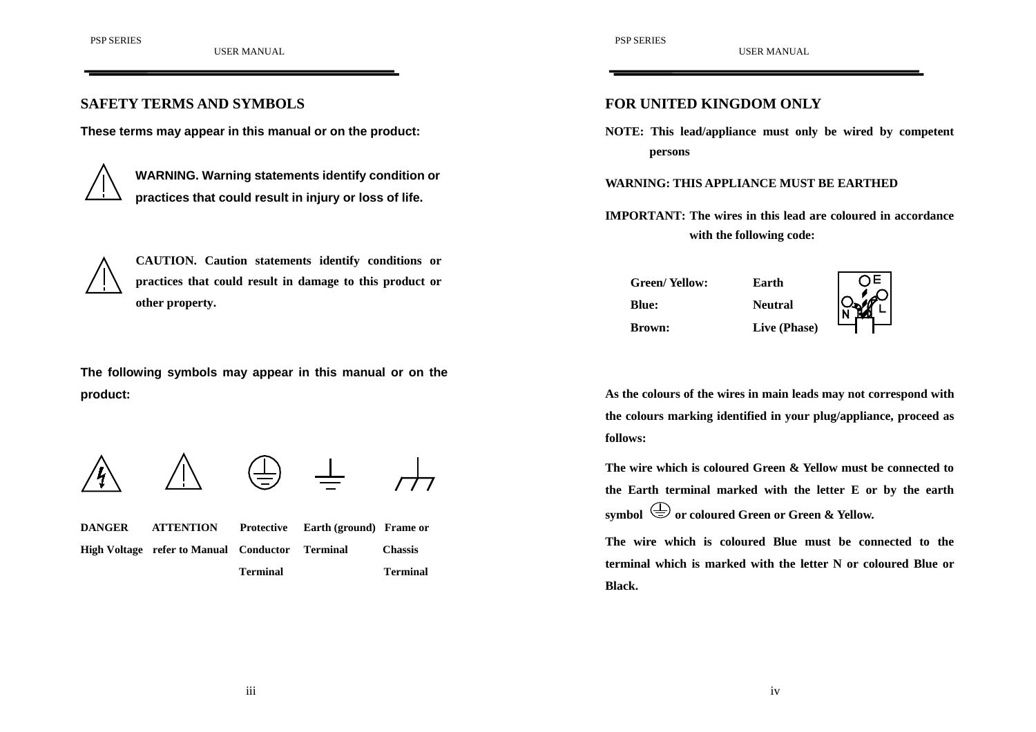## SAFETY TERMS AND SYMBOLS

**These terms may appear in this manual or on the product:**

**WARNING. Warning statements identify condition or practices that could result in injury or loss of life.**

**CAUTION. Caution statements identify conditions or practices that could result in damage to this product or other property.**

**The following symbols may appear in this manual or on the product:**

| DANGER High Voltage | ATTENTION refer to Manual | Protective Conductor Terminal | Earth (ground) Terminal | Frame or Chassis Terminal |
|---|---|---|---|---|

## FOR UNITED KINGDOM ONLY

**NOTE: This lead/appliance must only be wired by competent persons**

**WARNING: THIS APPLIANCE MUST BE EARTHED**

**IMPORTANT: The wires in this lead are coloured in accordance with the following code:**

| | |
|---|---|
| **Green/ Yellow:** | **Earth** |
| **Blue:** | **Neutral** |
| **Brown:** | **Live (Phase)** |

**As the colours of the wires in main leads may not correspond with the colours marking identified in your plug/appliance, proceed as follows:**

**The wire which is coloured Green & Yellow must be connected to the Earth terminal marked with the letter E or by the earth symbol ⏚ or coloured Green or Green & Yellow.**

**The wire which is coloured Blue must be connected to the terminal which is marked with the letter N or coloured Blue or Black.**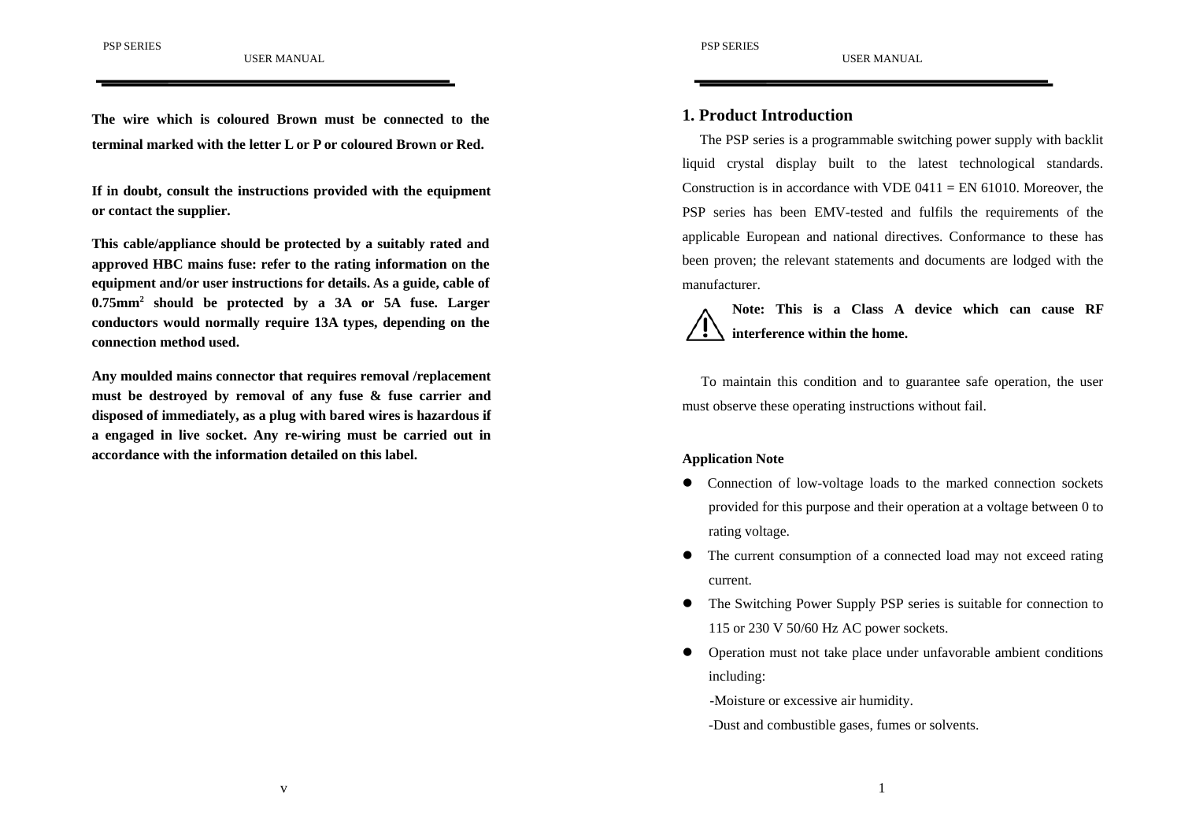**The wire which is coloured Brown must be connected to the terminal marked with the letter L or P or coloured Brown or Red.**

**If in doubt, consult the instructions provided with the equipment or contact the supplier.**

**This cable/appliance should be protected by a suitably rated and approved HBC mains fuse: refer to the rating information on the equipment and/or user instructions for details. As a guide, cable of 0.75mm$^2$ should be protected by a 3A or 5A fuse. Larger conductors would normally require 13A types, depending on the connection method used.**

**Any moulded mains connector that requires removal /replacement must be destroyed by removal of any fuse & fuse carrier and disposed of immediately, as a plug with bared wires is hazardous if a engaged in live socket. Any re-wiring must be carried out in accordance with the information detailed on this label.**

## 1. Product Introduction

The PSP series is a programmable switching power supply with backlit liquid crystal display built to the latest technological standards. Construction is in accordance with VDE 0411 = EN 61010. Moreover, the PSP series has been EMV-tested and fulfils the requirements of the applicable European and national directives. Conformance to these has been proven; the relevant statements and documents are lodged with the manufacturer.

⚠ **Note: This is a Class A device which can cause RF interference within the home.**

To maintain this condition and to guarantee safe operation, the user must observe these operating instructions without fail.

**Application Note**

- Connection of low-voltage loads to the marked connection sockets provided for this purpose and their operation at a voltage between 0 to rating voltage.
- The current consumption of a connected load may not exceed rating current.
- The Switching Power Supply PSP series is suitable for connection to 115 or 230 V 50/60 Hz AC power sockets.
- Operation must not take place under unfavorable ambient conditions including:

  -Moisture or excessive air humidity.

  -Dust and combustible gases, fumes or solvents.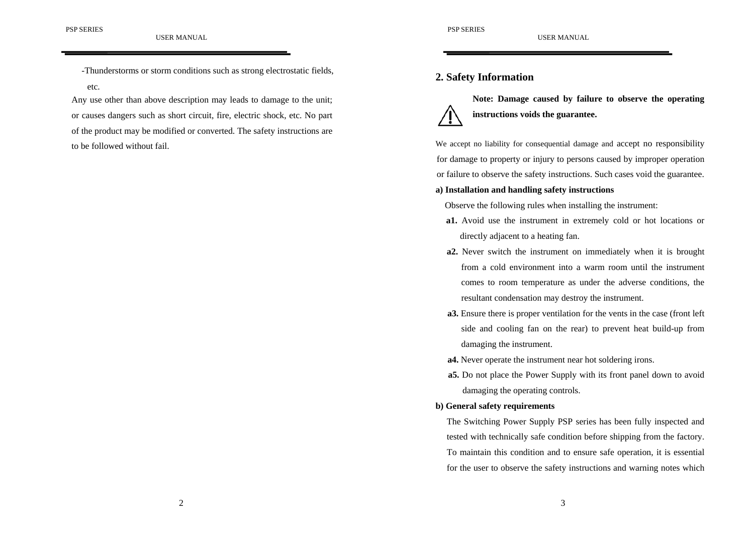-Thunderstorms or storm conditions such as strong electrostatic fields, etc.

Any use other than above description may leads to damage to the unit; or causes dangers such as short circuit, fire, electric shock, etc. No part of the product may be modified or converted. The safety instructions are to be followed without fail.

## 2. Safety Information

**Note: Damage caused by failure to observe the operating instructions voids the guarantee.**

We accept no liability for consequential damage and accept no responsibility for damage to property or injury to persons caused by improper operation or failure to observe the safety instructions. Such cases void the guarantee.

**a) Installation and handling safety instructions**

Observe the following rules when installing the instrument:

- **a1.** Avoid use the instrument in extremely cold or hot locations or directly adjacent to a heating fan.
- **a2.** Never switch the instrument on immediately when it is brought from a cold environment into a warm room until the instrument comes to room temperature as under the adverse conditions, the resultant condensation may destroy the instrument.
- **a3.** Ensure there is proper ventilation for the vents in the case (front left side and cooling fan on the rear) to prevent heat build-up from damaging the instrument.
- **a4.** Never operate the instrument near hot soldering irons.
- **a5.** Do not place the Power Supply with its front panel down to avoid damaging the operating controls.

**b) General safety requirements**

The Switching Power Supply PSP series has been fully inspected and tested with technically safe condition before shipping from the factory. To maintain this condition and to ensure safe operation, it is essential for the user to observe the safety instructions and warning notes which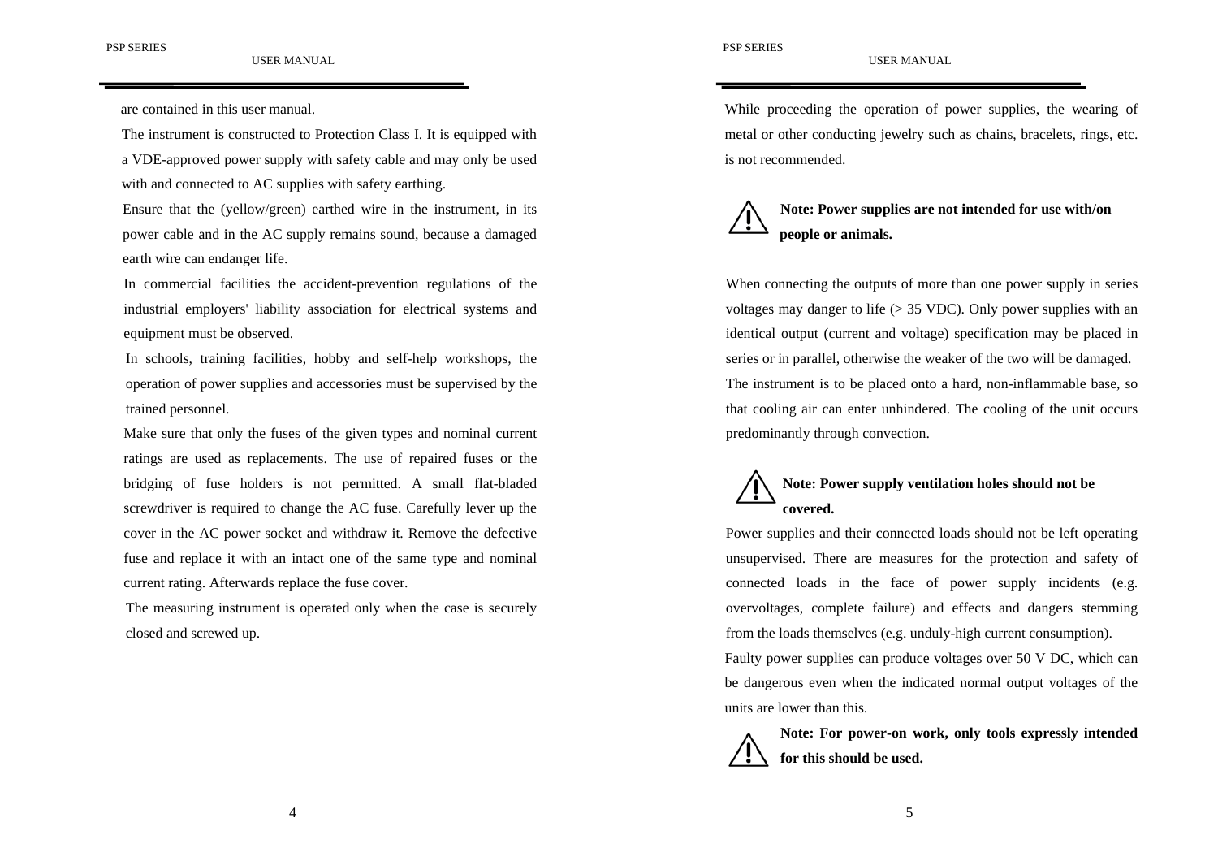are contained in this user manual.

The instrument is constructed to Protection Class I. It is equipped with a VDE-approved power supply with safety cable and may only be used with and connected to AC supplies with safety earthing.

Ensure that the (yellow/green) earthed wire in the instrument, in its power cable and in the AC supply remains sound, because a damaged earth wire can endanger life.

In commercial facilities the accident-prevention regulations of the industrial employers' liability association for electrical systems and equipment must be observed.

In schools, training facilities, hobby and self-help workshops, the operation of power supplies and accessories must be supervised by the trained personnel.

Make sure that only the fuses of the given types and nominal current ratings are used as replacements. The use of repaired fuses or the bridging of fuse holders is not permitted. A small flat-bladed screwdriver is required to change the AC fuse. Carefully lever up the cover in the AC power socket and withdraw it. Remove the defective fuse and replace it with an intact one of the same type and nominal current rating. Afterwards replace the fuse cover.

The measuring instrument is operated only when the case is securely closed and screwed up.

While proceeding the operation of power supplies, the wearing of metal or other conducting jewelry such as chains, bracelets, rings, etc. is not recommended.

⚠ **Note: Power supplies are not intended for use with/on people or animals.**

When connecting the outputs of more than one power supply in series voltages may danger to life (> 35 VDC). Only power supplies with an identical output (current and voltage) specification may be placed in series or in parallel, otherwise the weaker of the two will be damaged.

The instrument is to be placed onto a hard, non-inflammable base, so that cooling air can enter unhindered. The cooling of the unit occurs predominantly through convection.

⚠ **Note: Power supply ventilation holes should not be covered.**

Power supplies and their connected loads should not be left operating unsupervised. There are measures for the protection and safety of connected loads in the face of power supply incidents (e.g. overvoltages, complete failure) and effects and dangers stemming from the loads themselves (e.g. unduly-high current consumption).

Faulty power supplies can produce voltages over 50 V DC, which can be dangerous even when the indicated normal output voltages of the units are lower than this.

⚠ **Note: For power-on work, only tools expressly intended for this should be used.**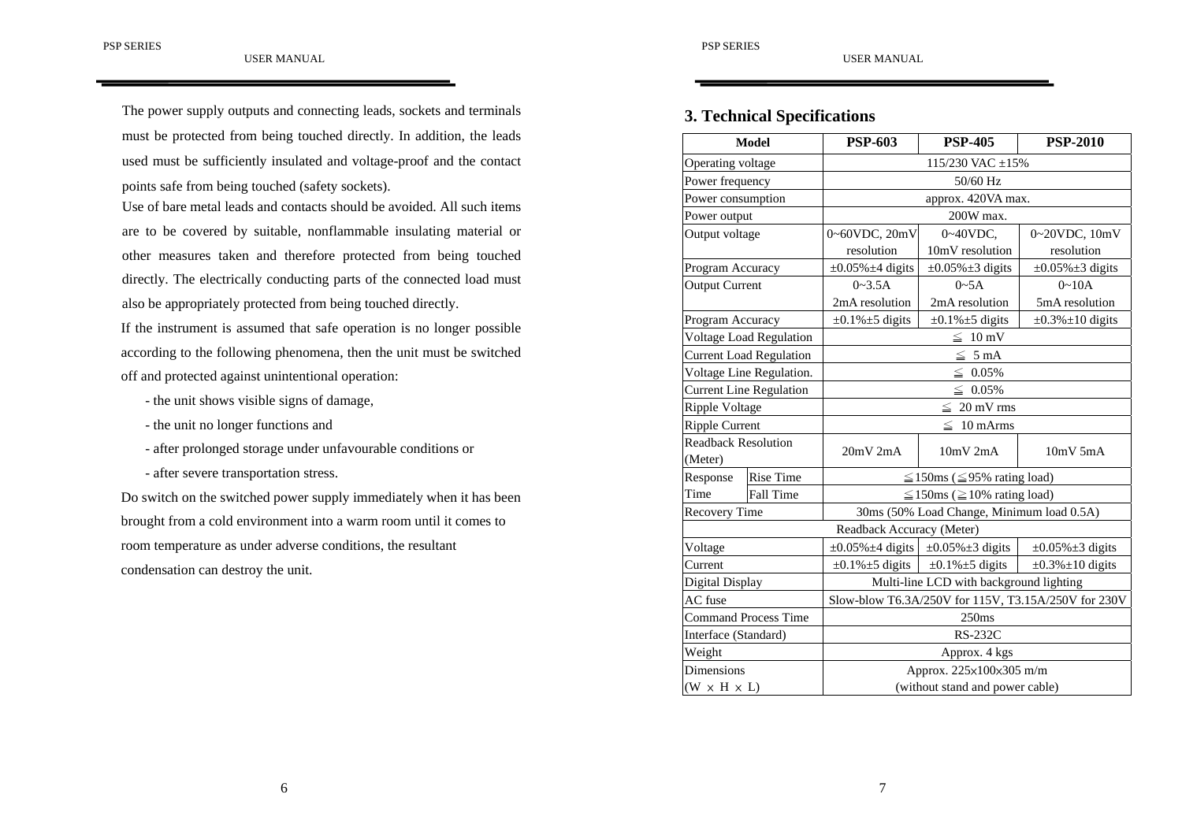The power supply outputs and connecting leads, sockets and terminals must be protected from being touched directly. In addition, the leads used must be sufficiently insulated and voltage-proof and the contact points safe from being touched (safety sockets).

Use of bare metal leads and contacts should be avoided. All such items are to be covered by suitable, nonflammable insulating material or other measures taken and therefore protected from being touched directly. The electrically conducting parts of the connected load must also be appropriately protected from being touched directly.

If the instrument is assumed that safe operation is no longer possible according to the following phenomena, then the unit must be switched off and protected against unintentional operation:

- the unit shows visible signs of damage,
- the unit no longer functions and
- after prolonged storage under unfavourable conditions or
- after severe transportation stress.

Do switch on the switched power supply immediately when it has been brought from a cold environment into a warm room until it comes to room temperature as under adverse conditions, the resultant condensation can destroy the unit.

## 3. Technical Specifications

| Model | | PSP-603 | PSP-405 | PSP-2010 |
|---|---|---|---|---|
| Operating voltage | | 115/230 VAC ±15% | | |
| Power frequency | | 50/60 Hz | | |
| Power consumption | | approx. 420VA max. | | |
| Power output | | 200W max. | | |
| Output voltage | | 0~60VDC, 20mV resolution | 0~40VDC, 10mV resolution | 0~20VDC, 10mV resolution |
| Program Accuracy | | ±0.05%±4 digits | ±0.05%±3 digits | ±0.05%±3 digits |
| Output Current | | 0~3.5A 2mA resolution | 0~5A 2mA resolution | 0~10A 5mA resolution |
| Program Accuracy | | ±0.1%±5 digits | ±0.1%±5 digits | ±0.3%±10 digits |
| Voltage Load Regulation | | ≦ 10 mV | | |
| Current Load Regulation | | ≦ 5 mA | | |
| Voltage Line Regulation. | | ≦ 0.05% | | |
| Current Line Regulation | | ≦ 0.05% | | |
| Ripple Voltage | | ≦ 20 mV rms | | |
| Ripple Current | | ≦ 10 mArms | | |
| Readback Resolution (Meter) | | 20mV 2mA | 10mV 2mA | 10mV 5mA |
| Response Time | Rise Time | ≦150ms (≦95% rating load) | | |
| | Fall Time | ≦150ms (≧10% rating load) | | |
| Recovery Time | | 30ms (50% Load Change, Minimum load 0.5A) | | |
| Readback Accuracy (Meter) | | | | |
| Voltage | | ±0.05%±4 digits | ±0.05%±3 digits | ±0.05%±3 digits |
| Current | | ±0.1%±5 digits | ±0.1%±5 digits | ±0.3%±10 digits |
| Digital Display | | Multi-line LCD with background lighting | | |
| AC fuse | | Slow-blow T6.3A/250V for 115V, T3.15A/250V for 230V | | |
| Command Process Time | | 250ms | | |
| Interface (Standard) | | RS-232C | | |
| Weight | | Approx. 4 kgs | | |
| Dimensions (W × H × L) | | Approx. 225×100×305 m/m (without stand and power cable) | | |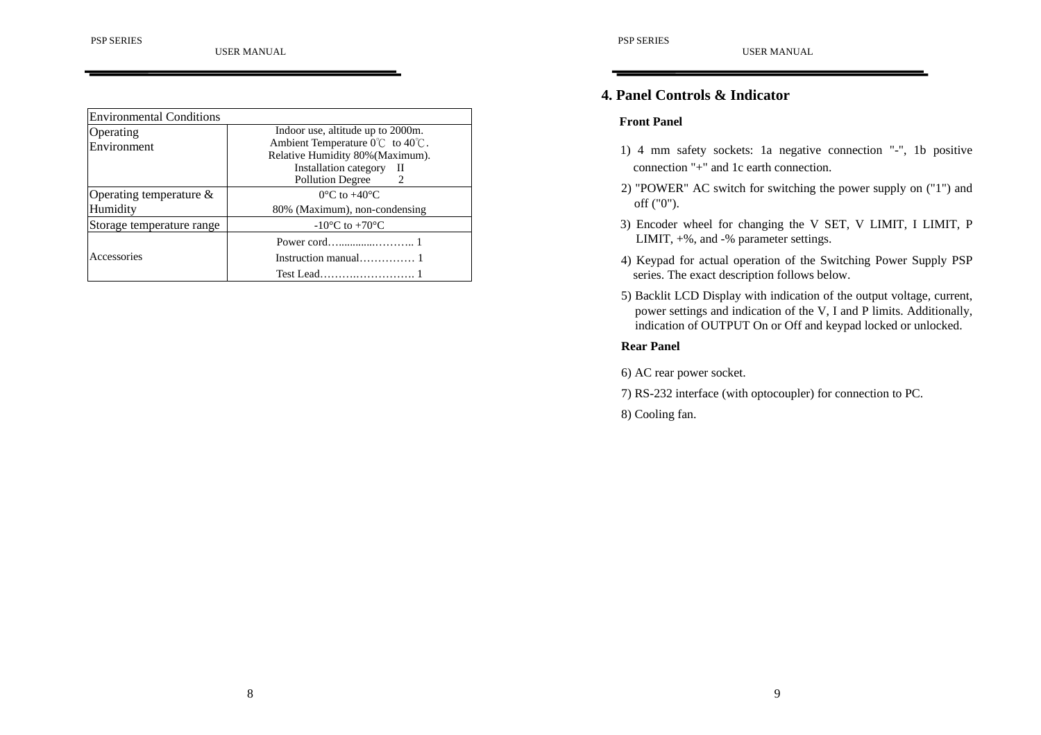| Environmental Conditions | |
|---|---|
| Operating Environment | Indoor use, altitude up to 2000m.<br>Ambient Temperature 0℃ to 40℃.<br>Relative Humidity 80%(Maximum).<br>Installation category II<br>Pollution Degree 2 |
| Operating temperature & Humidity | 0°C to +40°C<br>80% (Maximum), non-condensing |
| Storage temperature range | -10°C to +70°C |
| Accessories | Power cord…...........……….. 1<br>Instruction manual…………… 1<br>Test Lead……….……………. 1 |

# 4. Panel Controls & Indicator

**Front Panel**

1) 4 mm safety sockets: 1a negative connection "-", 1b positive connection "+" and 1c earth connection.

2) "POWER" AC switch for switching the power supply on ("1") and off ("0").

3) Encoder wheel for changing the V SET, V LIMIT, I LIMIT, P LIMIT, +%, and -% parameter settings.

4) Keypad for actual operation of the Switching Power Supply PSP series. The exact description follows below.

5) Backlit LCD Display with indication of the output voltage, current, power settings and indication of the V, I and P limits. Additionally, indication of OUTPUT On or Off and keypad locked or unlocked.

**Rear Panel**

6) AC rear power socket.

7) RS-232 interface (with optocoupler) for connection to PC.

8) Cooling fan.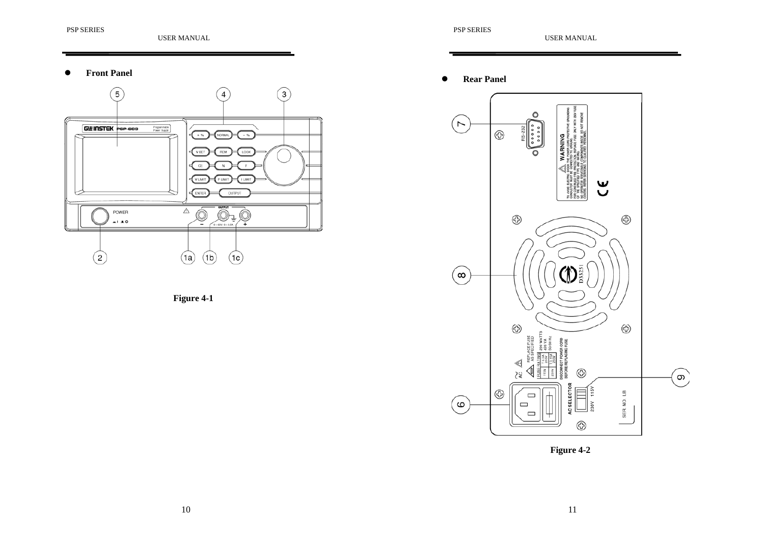- **Front Panel**

Figure 4-1

- **Rear Panel**

Figure 4-2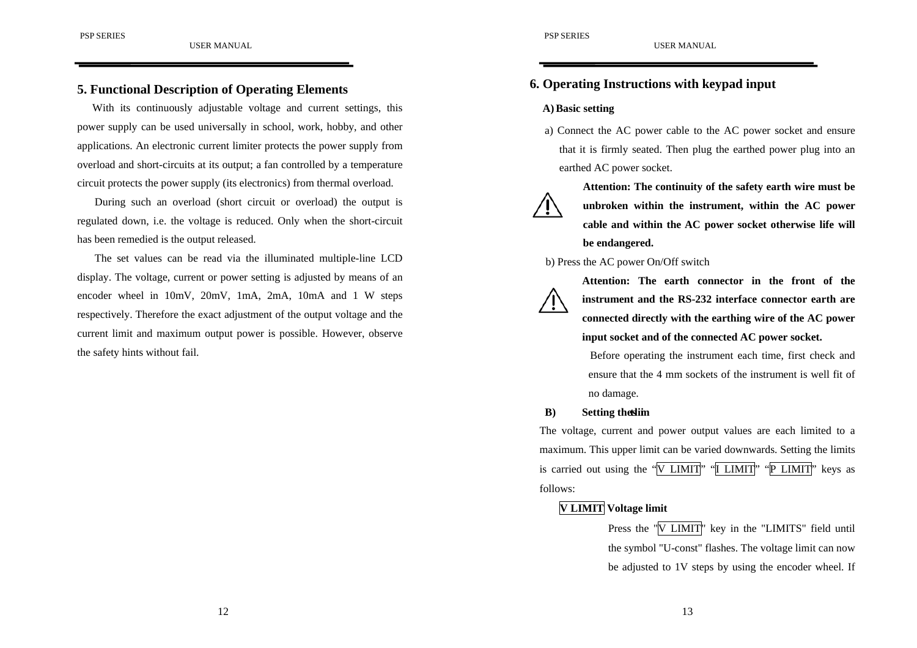## 5. Functional Description of Operating Elements

With its continuously adjustable voltage and current settings, this power supply can be used universally in school, work, hobby, and other applications. An electronic current limiter protects the power supply from overload and short-circuits at its output; a fan controlled by a temperature circuit protects the power supply (its electronics) from thermal overload.

During such an overload (short circuit or overload) the output is regulated down, i.e. the voltage is reduced. Only when the short-circuit has been remedied is the output released.

The set values can be read via the illuminated multiple-line LCD display. The voltage, current or power setting is adjusted by means of an encoder wheel in 10mV, 20mV, 1mA, 2mA, 10mA and 1 W steps respectively. Therefore the exact adjustment of the output voltage and the current limit and maximum output power is possible. However, observe the safety hints without fail.

## 6. Operating Instructions with keypad input

### A) Basic setting

a) Connect the AC power cable to the AC power socket and ensure that it is firmly seated. Then plug the earthed power plug into an earthed AC power socket.

⚠ **Attention: The continuity of the safety earth wire must be unbroken within the instrument, within the AC power cable and within the AC power socket otherwise life will be endangered.**

b) Press the AC power On/Off switch

⚠ **Attention: The earth connector in the front of the instrument and the RS-232 interface connector earth are connected directly with the earthing wire of the AC power input socket and of the connected AC power socket.**

Before operating the instrument each time, first check and ensure that the 4 mm sockets of the instrument is well fit of no damage.

### B) Setting the limits

The voltage, current and power output values are each limited to a maximum. This upper limit can be varied downwards. Setting the limits is carried out using the “V LIMIT” “I LIMIT” “P LIMIT” keys as follows:

**V LIMIT Voltage limit**

Press the "V LIMIT" key in the "LIMITS" field until the symbol "U-const" flashes. The voltage limit can now be adjusted to 1V steps by using the encoder wheel. If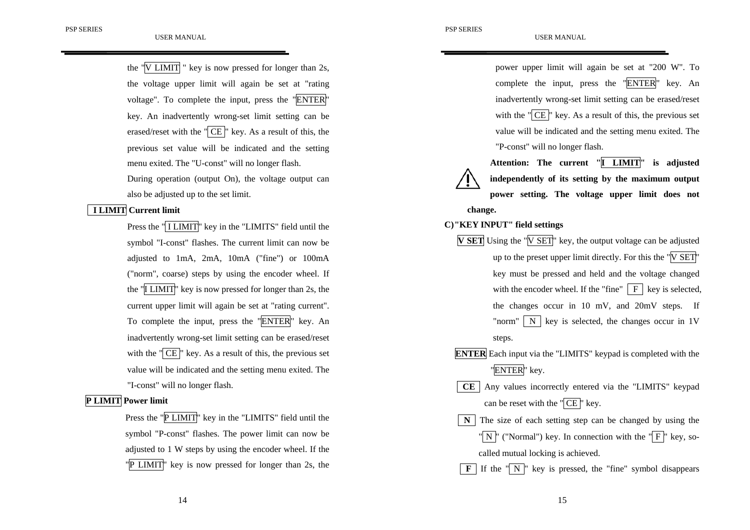the "V LIMIT " key is now pressed for longer than 2s, the voltage upper limit will again be set at "rating voltage". To complete the input, press the "ENTER" key. An inadvertently wrong-set limit setting can be erased/reset with the " CE " key. As a result of this, the previous set value will be indicated and the setting menu exited. The "U-const" will no longer flash.

During operation (output On), the voltage output can also be adjusted up to the set limit.

**I LIMIT Current limit**

Press the " I LIMIT" key in the "LIMITS" field until the symbol "I-const" flashes. The current limit can now be adjusted to 1mA, 2mA, 10mA ("fine") or 100mA ("norm", coarse) steps by using the encoder wheel. If the "I LIMIT" key is now pressed for longer than 2s, the current upper limit will again be set at "rating current". To complete the input, press the "ENTER" key. An inadvertently wrong-set limit setting can be erased/reset with the " CE " key. As a result of this, the previous set value will be indicated and the setting menu exited. The "I-const" will no longer flash.

**P LIMIT Power limit**

Press the "P LIMIT" key in the "LIMITS" field until the symbol "P-const" flashes. The power limit can now be adjusted to 1 W steps by using the encoder wheel. If the "P LIMIT" key is now pressed for longer than 2s, the power upper limit will again be set at "200 W". To complete the input, press the "ENTER" key. An inadvertently wrong-set limit setting can be erased/reset with the " CE " key. As a result of this, the previous set value will be indicated and the setting menu exited. The "P-const" will no longer flash.

⚠ **Attention: The current "I LIMIT" is adjusted independently of its setting by the maximum output power setting. The voltage upper limit does not change.**

**C) "KEY INPUT" field settings**

**V SET** Using the "V SET" key, the output voltage can be adjusted up to the preset upper limit directly. For this the "V SET" key must be pressed and held and the voltage changed with the encoder wheel. If the "fine" F key is selected, the changes occur in 10 mV, and 20mV steps. If "norm" N key is selected, the changes occur in 1V steps.

**ENTER** Each input via the "LIMITS" keypad is completed with the "ENTER" key.

**CE** Any values incorrectly entered via the "LIMITS" keypad can be reset with the " CE " key.

**N** The size of each setting step can be changed by using the " N " ("Normal") key. In connection with the " F " key, so-called mutual locking is achieved.

**F** If the " N " key is pressed, the "fine" symbol disappears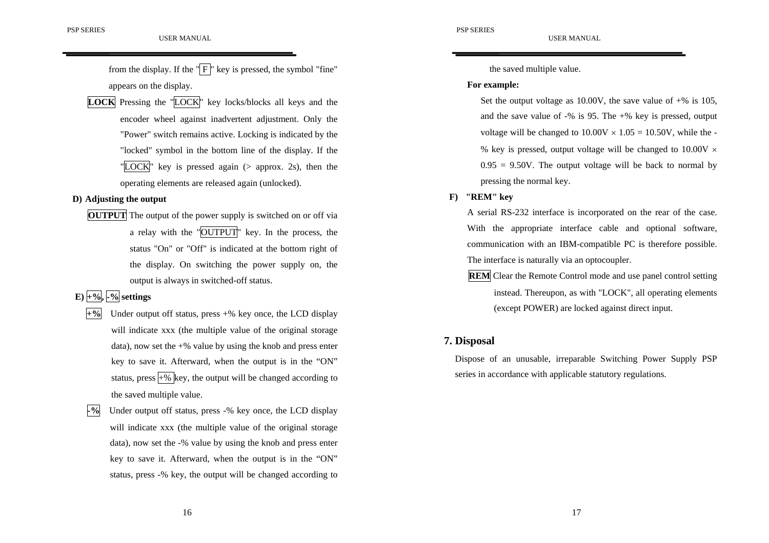from the display. If the "F" key is pressed, the symbol "fine" appears on the display.

**LOCK** Pressing the "LOCK" key locks/blocks all keys and the encoder wheel against inadvertent adjustment. Only the "Power" switch remains active. Locking is indicated by the "locked" symbol in the bottom line of the display. If the "LOCK" key is pressed again (> approx. 2s), then the operating elements are released again (unlocked).

**D) Adjusting the output**

**OUTPUT** The output of the power supply is switched on or off via a relay with the "OUTPUT" key. In the process, the status "On" or "Off" is indicated at the bottom right of the display. On switching the power supply on, the output is always in switched-off status.

**E) +%, -% settings**

**+%** Under output off status, press +% key once, the LCD display will indicate xxx (the multiple value of the original storage data), now set the +% value by using the knob and press enter key to save it. Afterward, when the output is in the "ON" status, press +% key, the output will be changed according to the saved multiple value.

**-%** Under output off status, press -% key once, the LCD display will indicate xxx (the multiple value of the original storage data), now set the -% value by using the knob and press enter key to save it. Afterward, when the output is in the "ON" status, press -% key, the output will be changed according to the saved multiple value.

**For example:**

Set the output voltage as 10.00V, the save value of +% is 105, and the save value of -% is 95. The +% key is pressed, output voltage will be changed to $10.00V \times 1.05 = 10.50V$, while the -% key is pressed, output voltage will be changed to $10.00V \times 0.95 = 9.50V$. The output voltage will be back to normal by pressing the normal key.

**F) "REM" key**

A serial RS-232 interface is incorporated on the rear of the case. With the appropriate interface cable and optional software, communication with an IBM-compatible PC is therefore possible. The interface is naturally via an optocoupler.

**REM** Clear the Remote Control mode and use panel control setting instead. Thereupon, as with "LOCK", all operating elements (except POWER) are locked against direct input.

## 7. Disposal

Dispose of an unusable, irreparable Switching Power Supply PSP series in accordance with applicable statutory regulations.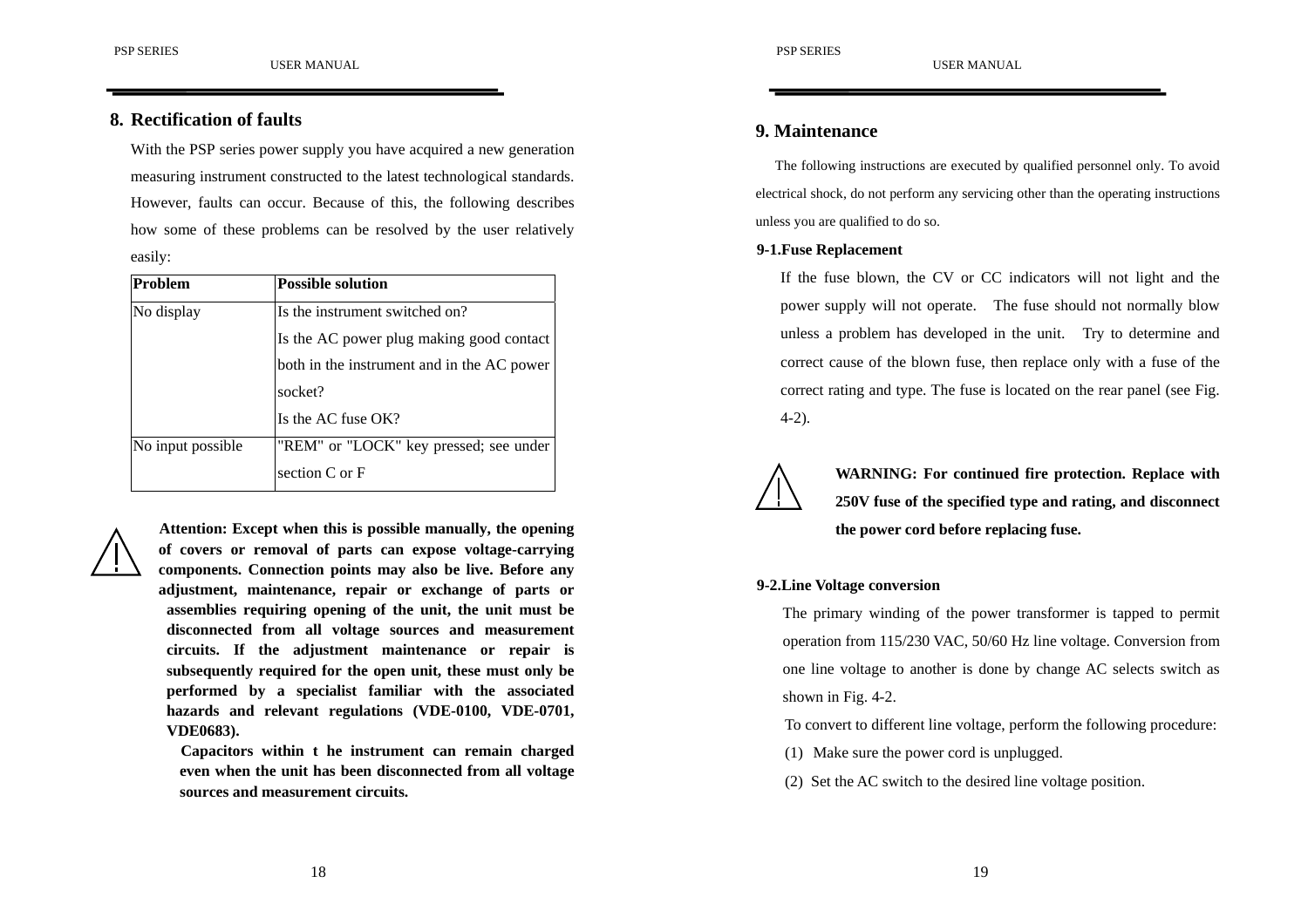## 8. Rectification of faults

With the PSP series power supply you have acquired a new generation measuring instrument constructed to the latest technological standards. However, faults can occur. Because of this, the following describes how some of these problems can be resolved by the user relatively easily:

| Problem | Possible solution |
|---|---|
| No display | Is the instrument switched on?<br>Is the AC power plug making good contact both in the instrument and in the AC power socket?<br>Is the AC fuse OK? |
| No input possible | "REM" or "LOCK" key pressed; see under section C or F |

**Attention: Except when this is possible manually, the opening of covers or removal of parts can expose voltage-carrying components. Connection points may also be live. Before any adjustment, maintenance, repair or exchange of parts or assemblies requiring opening of the unit, the unit must be disconnected from all voltage sources and measurement circuits. If the adjustment maintenance or repair is subsequently required for the open unit, these must only be performed by a specialist familiar with the associated hazards and relevant regulations (VDE-0100, VDE-0701, VDE0683).**

**Capacitors within t he instrument can remain charged even when the unit has been disconnected from all voltage sources and measurement circuits.**

## 9. Maintenance

The following instructions are executed by qualified personnel only. To avoid electrical shock, do not perform any servicing other than the operating instructions unless you are qualified to do so.

### 9-1.Fuse Replacement

If the fuse blown, the CV or CC indicators will not light and the power supply will not operate. The fuse should not normally blow unless a problem has developed in the unit. Try to determine and correct cause of the blown fuse, then replace only with a fuse of the correct rating and type. The fuse is located on the rear panel (see Fig. 4-2).

**WARNING: For continued fire protection. Replace with 250V fuse of the specified type and rating, and disconnect the power cord before replacing fuse.**

### 9-2.Line Voltage conversion

The primary winding of the power transformer is tapped to permit operation from 115/230 VAC, 50/60 Hz line voltage. Conversion from one line voltage to another is done by change AC selects switch as shown in Fig. 4-2.

To convert to different line voltage, perform the following procedure:

(1) Make sure the power cord is unplugged.

(2) Set the AC switch to the desired line voltage position.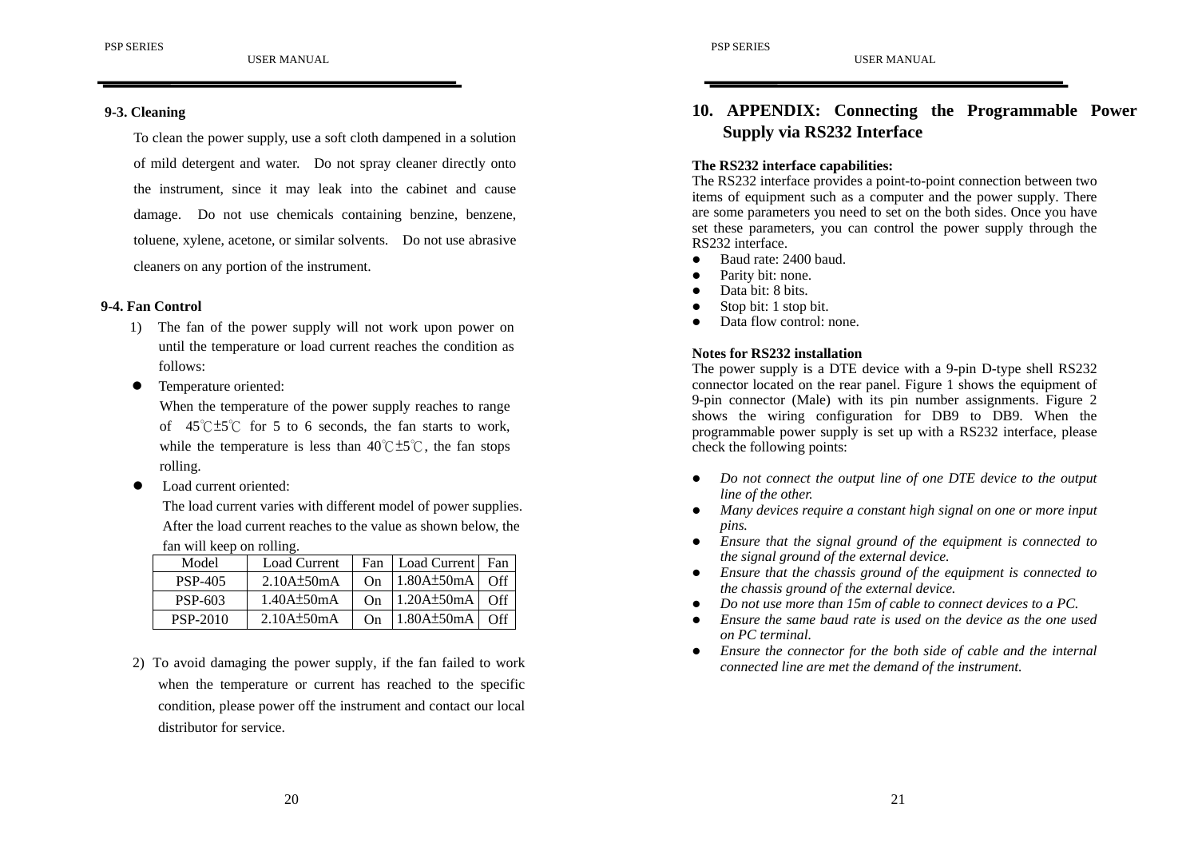### 9-3. Cleaning

To clean the power supply, use a soft cloth dampened in a solution of mild detergent and water. Do not spray cleaner directly onto the instrument, since it may leak into the cabinet and cause damage. Do not use chemicals containing benzine, benzene, toluene, xylene, acetone, or similar solvents. Do not use abrasive cleaners on any portion of the instrument.

### 9-4. Fan Control

1) The fan of the power supply will not work upon power on until the temperature or load current reaches the condition as follows:

- Temperature oriented:
  When the temperature of the power supply reaches to range of 45℃±5℃ for 5 to 6 seconds, the fan starts to work, while the temperature is less than 40℃±5℃, the fan stops rolling.
- Load current oriented:
  The load current varies with different model of power supplies. After the load current reaches to the value as shown below, the fan will keep on rolling.

| Model | Load Current | Fan | Load Current | Fan |
|---|---|---|---|---|
| PSP-405 | 2.10A±50mA | On | 1.80A±50mA | Off |
| PSP-603 | 1.40A±50mA | On | 1.20A±50mA | Off |
| PSP-2010 | 2.10A±50mA | On | 1.80A±50mA | Off |

2) To avoid damaging the power supply, if the fan failed to work when the temperature or current has reached to the specific condition, please power off the instrument and contact our local distributor for service.

# 10. APPENDIX: Connecting the Programmable Power Supply via RS232 Interface

**The RS232 interface capabilities:**

The RS232 interface provides a point-to-point connection between two items of equipment such as a computer and the power supply. There are some parameters you need to set on the both sides. Once you have set these parameters, you can control the power supply through the RS232 interface.

- Baud rate: 2400 baud.
- Parity bit: none.
- Data bit: 8 bits.
- Stop bit: 1 stop bit.
- Data flow control: none.

**Notes for RS232 installation**

The power supply is a DTE device with a 9-pin D-type shell RS232 connector located on the rear panel. Figure 1 shows the equipment of 9-pin connector (Male) with its pin number assignments. Figure 2 shows the wiring configuration for DB9 to DB9. When the programmable power supply is set up with a RS232 interface, please check the following points:

- *Do not connect the output line of one DTE device to the output line of the other.*
- *Many devices require a constant high signal on one or more input pins.*
- *Ensure that the signal ground of the equipment is connected to the signal ground of the external device.*
- *Ensure that the chassis ground of the equipment is connected to the chassis ground of the external device.*
- *Do not use more than 15m of cable to connect devices to a PC.*
- *Ensure the same baud rate is used on the device as the one used on PC terminal.*
- *Ensure the connector for the both side of cable and the internal connected line are met the demand of the instrument.*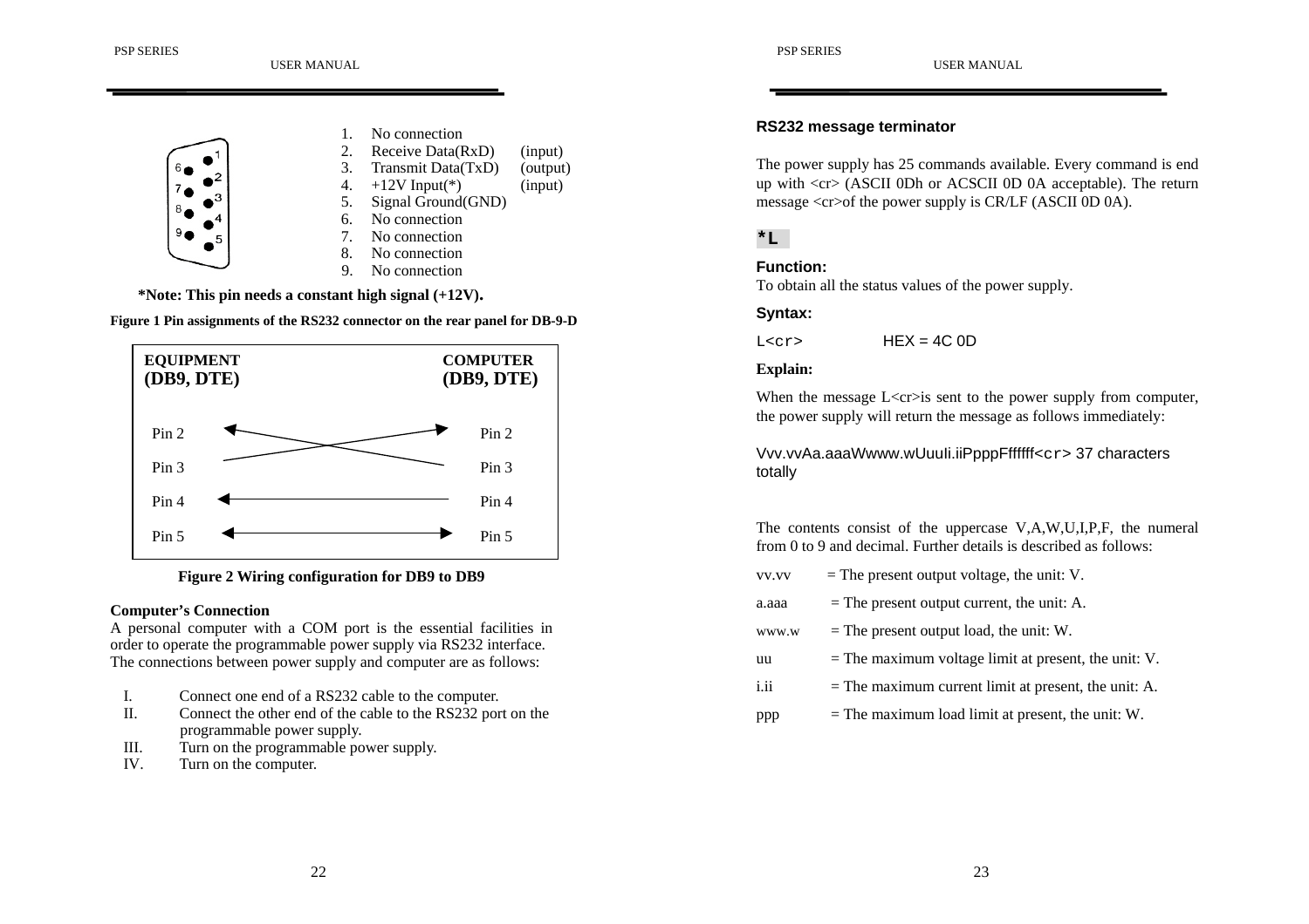1. No connection
2. Receive Data(RxD) (input)
3. Transmit Data(TxD) (output)
4. +12V Input(*) (input)
5. Signal Ground(GND)
6. No connection
7. No connection
8. No connection
9. No connection

**\*Note: This pin needs a constant high signal (+12V).**

**Figure 1 Pin assignments of the RS232 connector on the rear panel for DB-9-D**

| EQUIPMENT (DB9, DTE) | | COMPUTER (DB9, DTE) |
|---|---|---|
| Pin 2 | ← crossed → | Pin 2 |
| Pin 3 | | Pin 3 |
| Pin 4 | ← | Pin 4 |
| Pin 5 | ↔ | Pin 5 |

**Figure 2 Wiring configuration for DB9 to DB9**

**Computer's Connection**

A personal computer with a COM port is the essential facilities in order to operate the programmable power supply via RS232 interface. The connections between power supply and computer are as follows:

I. Connect one end of a RS232 cable to the computer.
II. Connect the other end of the cable to the RS232 port on the programmable power supply.
III. Turn on the programmable power supply.
IV. Turn on the computer.

**RS232 message terminator**

The power supply has 25 commands available. Every command is end up with <cr> (ASCII 0Dh or ACSCII 0D 0A acceptable). The return message <cr>of the power supply is CR/LF (ASCII 0D 0A).

**\*L**

**Function:**
To obtain all the status values of the power supply.

**Syntax:**

L<cr> HEX = 4C 0D

**Explain:**

When the message L<cr>is sent to the power supply from computer, the power supply will return the message as follows immediately:

Vvv.vvAa.aaaWwww.wUuuIi.iiPpppFffffff<cr> 37 characters totally

The contents consist of the uppercase V,A,W,U,I,P,F, the numeral from 0 to 9 and decimal. Further details is described as follows:

vv.vv = The present output voltage, the unit: V.

a.aaa = The present output current, the unit: A.

www.w = The present output load, the unit: W.

uu = The maximum voltage limit at present, the unit: V.

i.ii = The maximum current limit at present, the unit: A.

ppp = The maximum load limit at present, the unit: W.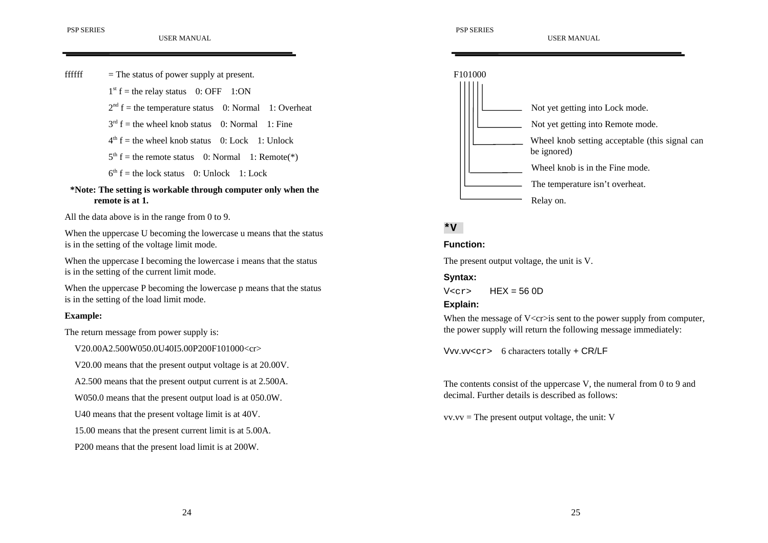ffffff = The status of power supply at present.

- 1st f = the relay status 0: OFF 1:ON
- 2nd f = the temperature status 0: Normal 1: Overheat
- 3rd f = the wheel knob status 0: Normal 1: Fine
- 4th f = the wheel knob status 0: Lock 1: Unlock
- 5th f = the remote status 0: Normal 1: Remote(*)
- 6th f = the lock status 0: Unlock 1: Lock

**\*Note: The setting is workable through computer only when the remote is at 1.**

All the data above is in the range from 0 to 9.

When the uppercase U becoming the lowercase u means that the status is in the setting of the voltage limit mode.

When the uppercase I becoming the lowercase i means that the status is in the setting of the current limit mode.

When the uppercase P becoming the lowercase p means that the status is in the setting of the load limit mode.

**Example:**

The return message from power supply is:

V20.00A2.500W050.0U40I5.00P200F101000<cr>

V20.00 means that the present output voltage is at 20.00V.

A2.500 means that the present output current is at 2.500A.

W050.0 means that the present output load is at 050.0W.

U40 means that the present voltage limit is at 40V.

15.00 means that the present current limit is at 5.00A.

P200 means that the present load limit is at 200W.

F101000

- Not yet getting into Lock mode.
- Not yet getting into Remote mode.
- Wheel knob setting acceptable (this signal can be ignored)
- Wheel knob is in the Fine mode.
- The temperature isn't overheat.
- Relay on.

## *V

**Function:**

The present output voltage, the unit is V.

**Syntax:**

V<cr> HEX = 56 0D

**Explain:**

When the message of V<cr>is sent to the power supply from computer, the power supply will return the following message immediately:

Vvv.vv<cr> 6 characters totally + CR/LF

The contents consist of the uppercase V, the numeral from 0 to 9 and decimal. Further details is described as follows:

vv.vv = The present output voltage, the unit: V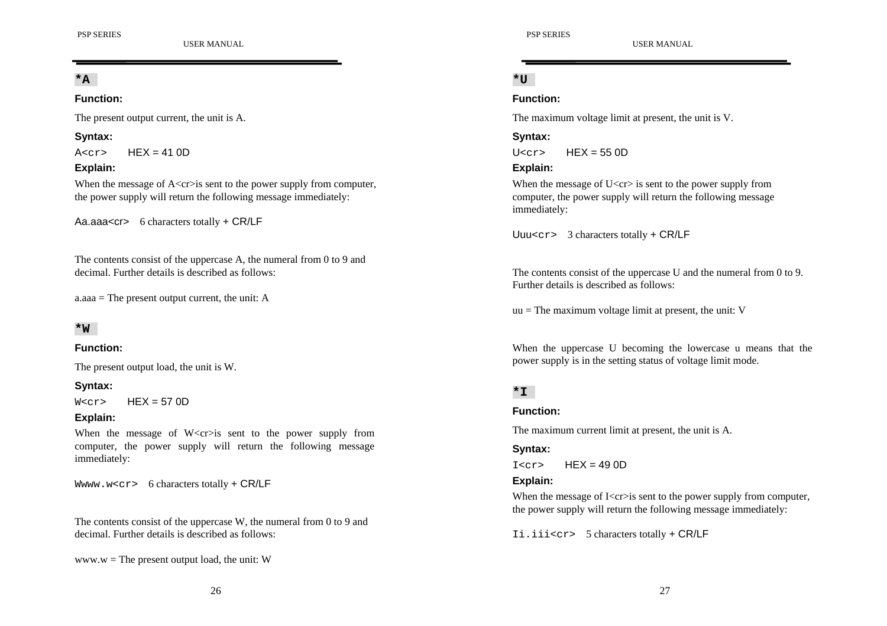## *A

**Function:**

The present output current, the unit is A.

**Syntax:**

`A<cr>`    HEX = 41 0D

**Explain:**

When the message of A<cr>is sent to the power supply from computer, the power supply will return the following message immediately:

`Aa.aaa<cr>`   6 characters totally + CR/LF

The contents consist of the uppercase A, the numeral from 0 to 9 and decimal. Further details is described as follows:

a.aaa = The present output current, the unit: A

## *W

**Function:**

The present output load, the unit is W.

**Syntax:**

`W<cr>`    HEX = 57 0D

**Explain:**

When the message of W<cr>is sent to the power supply from computer, the power supply will return the following message immediately:

`Wwww.w<cr>`   6 characters totally + CR/LF

The contents consist of the uppercase W, the numeral from 0 to 9 and decimal. Further details is described as follows:

www.w = The present output load, the unit: W

## *U

**Function:**

The maximum voltage limit at present, the unit is V.

**Syntax:**

`U<cr>`    HEX = 55 0D

**Explain:**

When the message of U<cr> is sent to the power supply from computer, the power supply will return the following message immediately:

`Uuu<cr>`   3 characters totally + CR/LF

The contents consist of the uppercase U and the numeral from 0 to 9. Further details is described as follows:

uu = The maximum voltage limit at present, the unit: V

When the uppercase U becoming the lowercase u means that the power supply is in the setting status of voltage limit mode.

## *I

**Function:**

The maximum current limit at present, the unit is A.

**Syntax:**

`I<cr>`    HEX = 49 0D

**Explain:**

When the message of I<cr>is sent to the power supply from computer, the power supply will return the following message immediately:

`Ii.iii<cr>`   5 characters totally + CR/LF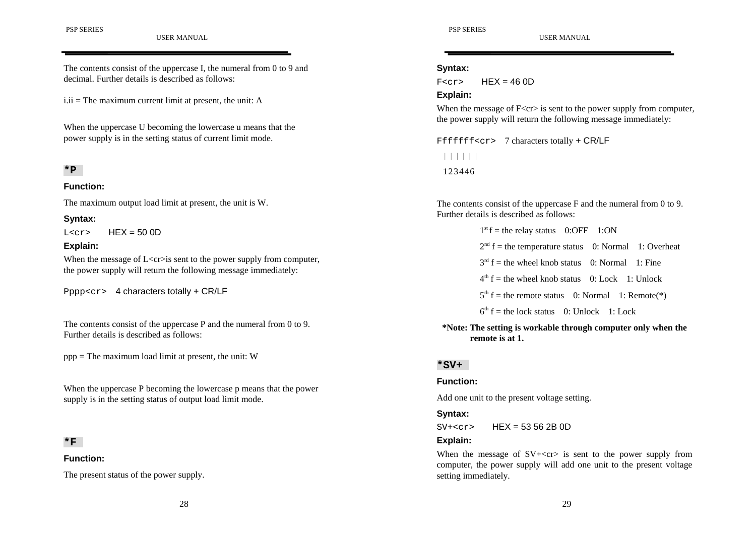The contents consist of the uppercase I, the numeral from 0 to 9 and decimal. Further details is described as follows:

i.ii = The maximum current limit at present, the unit: A

When the uppercase U becoming the lowercase u means that the power supply is in the setting status of current limit mode.

## *P

**Function:**

The maximum output load limit at present, the unit is W.

**Syntax:**

L<cr>  HEX = 50 0D

**Explain:**

When the message of L<cr>is sent to the power supply from computer, the power supply will return the following message immediately:

Pppp<cr>  4 characters totally + CR/LF

The contents consist of the uppercase P and the numeral from 0 to 9. Further details is described as follows:

ppp = The maximum load limit at present, the unit: W

When the uppercase P becoming the lowercase p means that the power supply is in the setting status of output load limit mode.

## *F

**Function:**

The present status of the power supply.

**Syntax:**

F<cr>  HEX = 46 0D

**Explain:**

When the message of F<cr> is sent to the power supply from computer, the power supply will return the following message immediately:

```
Fffffff<cr>  7 characters totally + CR/LF
 ||||||
 123446
```

The contents consist of the uppercase F and the numeral from 0 to 9. Further details is described as follows:

1st f = the relay status  0:OFF  1:ON

2nd f = the temperature status  0: Normal  1: Overheat

3rd f = the wheel knob status  0: Normal  1: Fine

4th f = the wheel knob status  0: Lock  1: Unlock

5th f = the remote status  0: Normal  1: Remote(*)

6th f = the lock status  0: Unlock  1: Lock

**\*Note: The setting is workable through computer only when the remote is at 1.**

## *SV+

**Function:**

Add one unit to the present voltage setting.

**Syntax:**

SV+<cr>  HEX = 53 56 2B 0D

**Explain:**

When the message of SV+<cr> is sent to the power supply from computer, the power supply will add one unit to the present voltage setting immediately.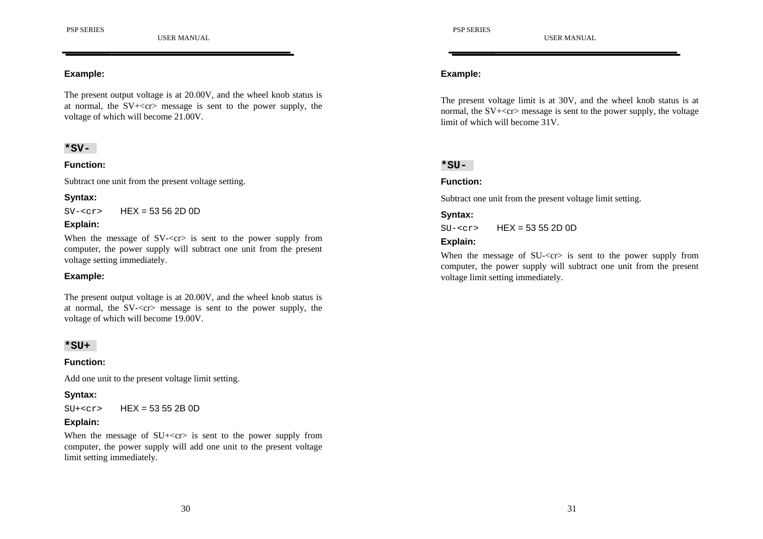**Example:**

The present output voltage is at 20.00V, and the wheel knob status is at normal, the SV+<cr> message is sent to the power supply, the voltage of which will become 21.00V.

## *SV-

**Function:**

Subtract one unit from the present voltage setting.

**Syntax:**

`SV-<cr>` HEX = 53 56 2D 0D

**Explain:**

When the message of SV-<cr> is sent to the power supply from computer, the power supply will subtract one unit from the present voltage setting immediately.

**Example:**

The present output voltage is at 20.00V, and the wheel knob status is at normal, the SV-<cr> message is sent to the power supply, the voltage of which will become 19.00V.

## *SU+

**Function:**

Add one unit to the present voltage limit setting.

**Syntax:**

`SU+<cr>` HEX = 53 55 2B 0D

**Explain:**

When the message of SU+<cr> is sent to the power supply from computer, the power supply will add one unit to the present voltage limit setting immediately.

**Example:**

The present voltage limit is at 30V, and the wheel knob status is at normal, the SV+<cr> message is sent to the power supply, the voltage limit of which will become 31V.

## *SU-

**Function:**

Subtract one unit from the present voltage limit setting.

**Syntax:**

`SU-<cr>` HEX = 53 55 2D 0D

**Explain:**

When the message of SU-<cr> is sent to the power supply from computer, the power supply will subtract one unit from the present voltage limit setting immediately.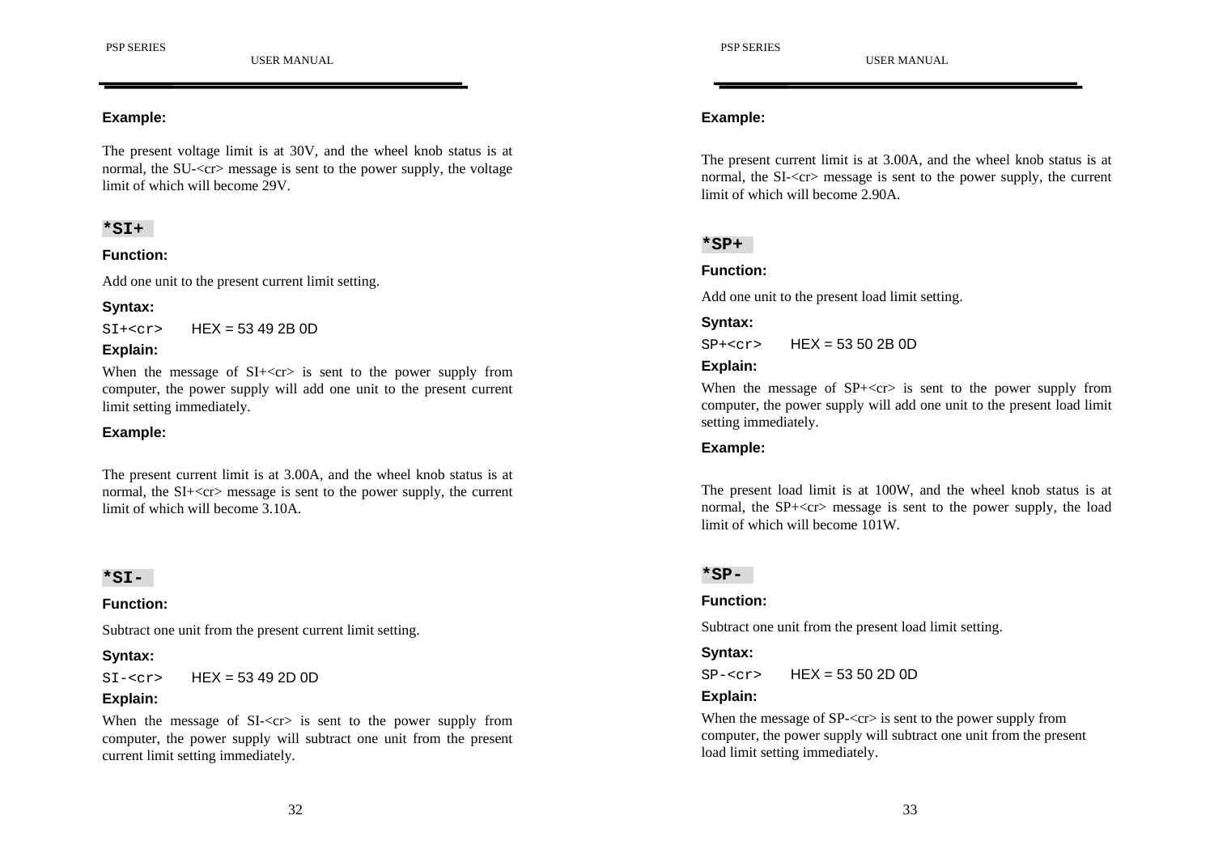**Example:**

The present voltage limit is at 30V, and the wheel knob status is at normal, the SU-<cr> message is sent to the power supply, the voltage limit of which will become 29V.

## *SI+

**Function:**

Add one unit to the present current limit setting.

**Syntax:**

`SI+<cr>` HEX = 53 49 2B 0D

**Explain:**

When the message of SI+<cr> is sent to the power supply from computer, the power supply will add one unit to the present current limit setting immediately.

**Example:**

The present current limit is at 3.00A, and the wheel knob status is at normal, the SI+<cr> message is sent to the power supply, the current limit of which will become 3.10A.

## *SI-

**Function:**

Subtract one unit from the present current limit setting.

**Syntax:**

`SI-<cr>` HEX = 53 49 2D 0D

**Explain:**

When the message of SI-<cr> is sent to the power supply from computer, the power supply will subtract one unit from the present current limit setting immediately.

**Example:**

The present current limit is at 3.00A, and the wheel knob status is at normal, the SI-<cr> message is sent to the power supply, the current limit of which will become 2.90A.

## *SP+

**Function:**

Add one unit to the present load limit setting.

**Syntax:**

`SP+<cr>` HEX = 53 50 2B 0D

**Explain:**

When the message of SP+<cr> is sent to the power supply from computer, the power supply will add one unit to the present load limit setting immediately.

**Example:**

The present load limit is at 100W, and the wheel knob status is at normal, the SP+<cr> message is sent to the power supply, the load limit of which will become 101W.

## *SP-

**Function:**

Subtract one unit from the present load limit setting.

**Syntax:**

`SP-<cr>` HEX = 53 50 2D 0D

**Explain:**

When the message of SP-<cr> is sent to the power supply from computer, the power supply will subtract one unit from the present load limit setting immediately.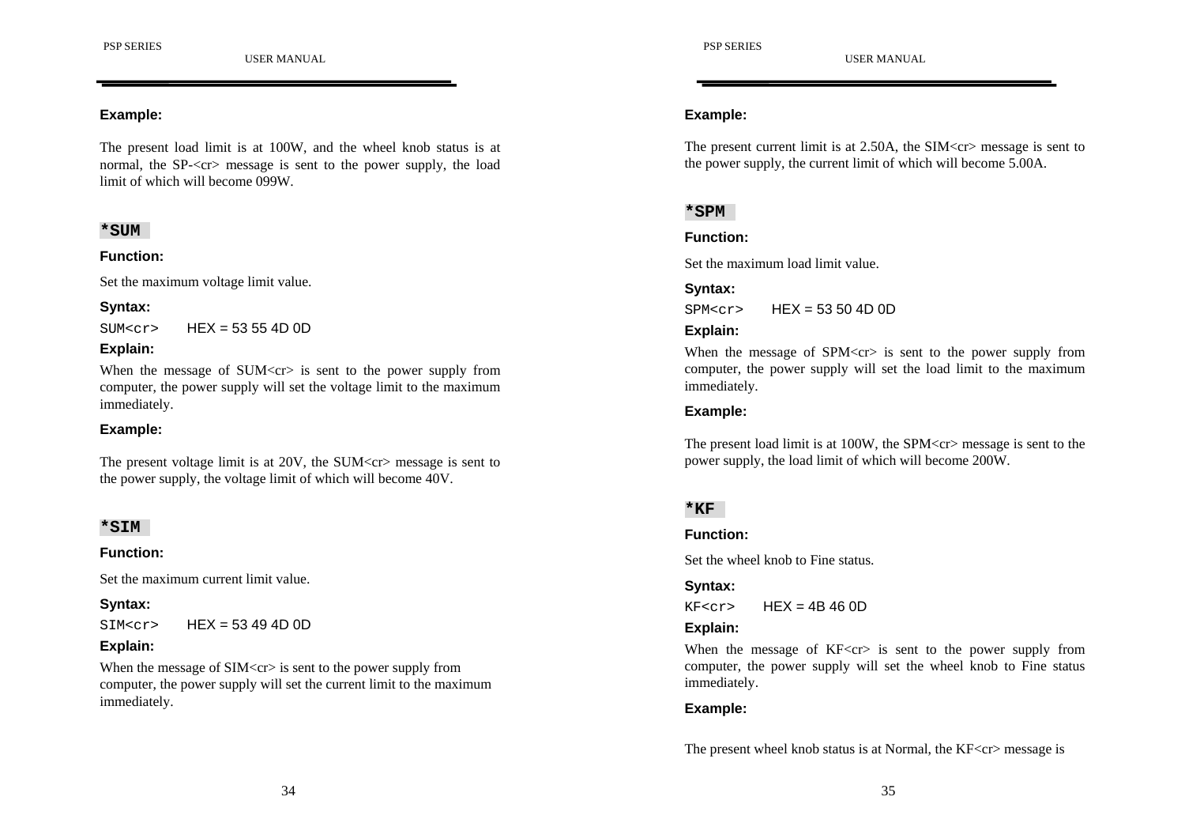**Example:**

The present load limit is at 100W, and the wheel knob status is at normal, the SP-<cr> message is sent to the power supply, the load limit of which will become 099W.

## *SUM

**Function:**

Set the maximum voltage limit value.

**Syntax:**

`SUM<cr>` HEX = 53 55 4D 0D

**Explain:**

When the message of SUM<cr> is sent to the power supply from computer, the power supply will set the voltage limit to the maximum immediately.

**Example:**

The present voltage limit is at 20V, the SUM<cr> message is sent to the power supply, the voltage limit of which will become 40V.

## *SIM

**Function:**

Set the maximum current limit value.

**Syntax:**

`SIM<cr>` HEX = 53 49 4D 0D

**Explain:**

When the message of SIM<cr> is sent to the power supply from computer, the power supply will set the current limit to the maximum immediately.

**Example:**

The present current limit is at 2.50A, the SIM<cr> message is sent to the power supply, the current limit of which will become 5.00A.

## *SPM

**Function:**

Set the maximum load limit value.

**Syntax:**

`SPM<cr>` HEX = 53 50 4D 0D

**Explain:**

When the message of SPM<cr> is sent to the power supply from computer, the power supply will set the load limit to the maximum immediately.

**Example:**

The present load limit is at 100W, the SPM<cr> message is sent to the power supply, the load limit of which will become 200W.

## *KF

**Function:**

Set the wheel knob to Fine status.

**Syntax:**

`KF<cr>` HEX = 4B 46 0D

**Explain:**

When the message of KF<cr> is sent to the power supply from computer, the power supply will set the wheel knob to Fine status immediately.

**Example:**

The present wheel knob status is at Normal, the KF<cr> message is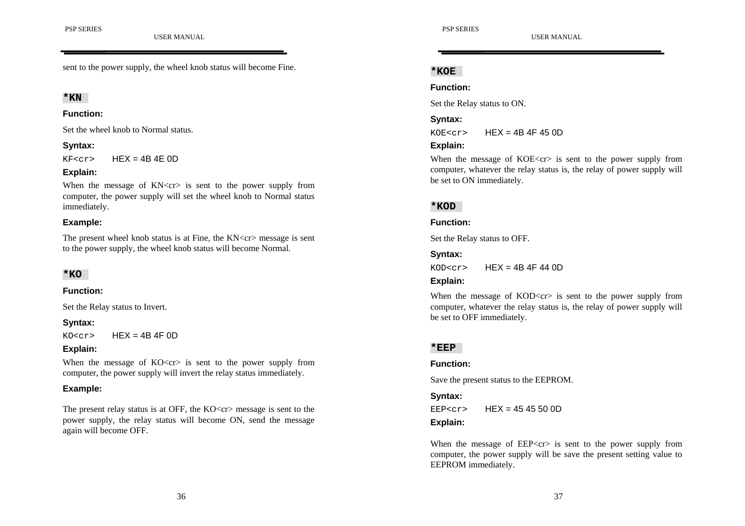sent to the power supply, the wheel knob status will become Fine.

## *KN

**Function:**

Set the wheel knob to Normal status.

**Syntax:**

`KF<cr>` HEX = 4B 4E 0D

**Explain:**

When the message of KN<cr> is sent to the power supply from computer, the power supply will set the wheel knob to Normal status immediately.

**Example:**

The present wheel knob status is at Fine, the KN<cr> message is sent to the power supply, the wheel knob status will become Normal.

## *KO

**Function:**

Set the Relay status to Invert.

**Syntax:**

`KO<cr>` HEX = 4B 4F 0D

**Explain:**

When the message of KO<cr> is sent to the power supply from computer, the power supply will invert the relay status immediately.

**Example:**

The present relay status is at OFF, the KO<cr> message is sent to the power supply, the relay status will become ON, send the message again will become OFF.

## *KOE

**Function:**

Set the Relay status to ON.

**Syntax:**

`KOE<cr>` HEX = 4B 4F 45 0D

**Explain:**

When the message of KOE<cr> is sent to the power supply from computer, whatever the relay status is, the relay of power supply will be set to ON immediately.

## *KOD

**Function:**

Set the Relay status to OFF.

**Syntax:**

`KOD<cr>` HEX = 4B 4F 44 0D

**Explain:**

When the message of KOD<cr> is sent to the power supply from computer, whatever the relay status is, the relay of power supply will be set to OFF immediately.

## *EEP

**Function:**

Save the present status to the EEPROM.

**Syntax:**

`EEP<cr>` HEX = 45 45 50 0D

**Explain:**

When the message of EEP<cr> is sent to the power supply from computer, the power supply will be save the present setting value to EEPROM immediately.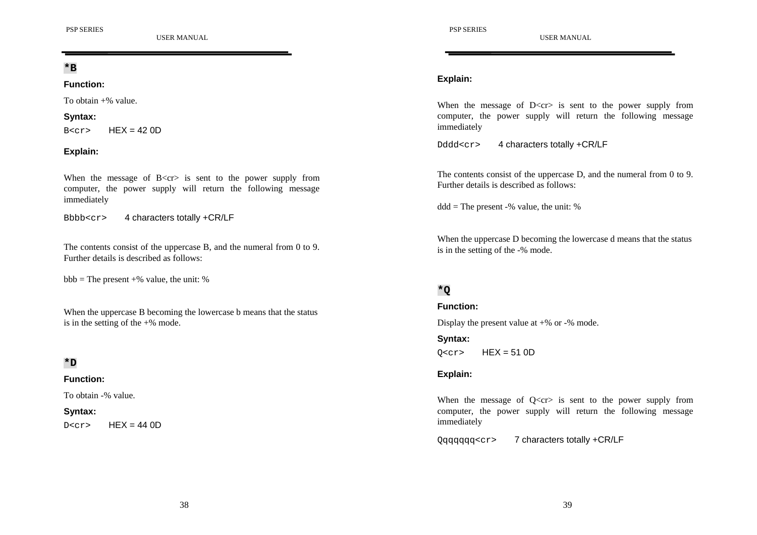## *B

**Function:**

To obtain +% value.

**Syntax:**

`B<cr>` HEX = 42 0D

**Explain:**

When the message of B<cr> is sent to the power supply from computer, the power supply will return the following message immediately

`Bbbb<cr>` 4 characters totally +CR/LF

The contents consist of the uppercase B, and the numeral from 0 to 9. Further details is described as follows:

bbb = The present +% value, the unit: %

When the uppercase B becoming the lowercase b means that the status is in the setting of the +% mode.

## *D

**Function:**

To obtain -% value.

**Syntax:**

`D<cr>` HEX = 44 0D

**Explain:**

When the message of D<cr> is sent to the power supply from computer, the power supply will return the following message immediately

`Dddd<cr>` 4 characters totally +CR/LF

The contents consist of the uppercase D, and the numeral from 0 to 9. Further details is described as follows:

ddd = The present -% value, the unit: %

When the uppercase D becoming the lowercase d means that the status is in the setting of the -% mode.

## *Q

**Function:**

Display the present value at +% or -% mode.

**Syntax:**

`Q<cr>` HEX = 51 0D

**Explain:**

When the message of Q<cr> is sent to the power supply from computer, the power supply will return the following message immediately

`Qqqqqqq<cr>` 7 characters totally +CR/LF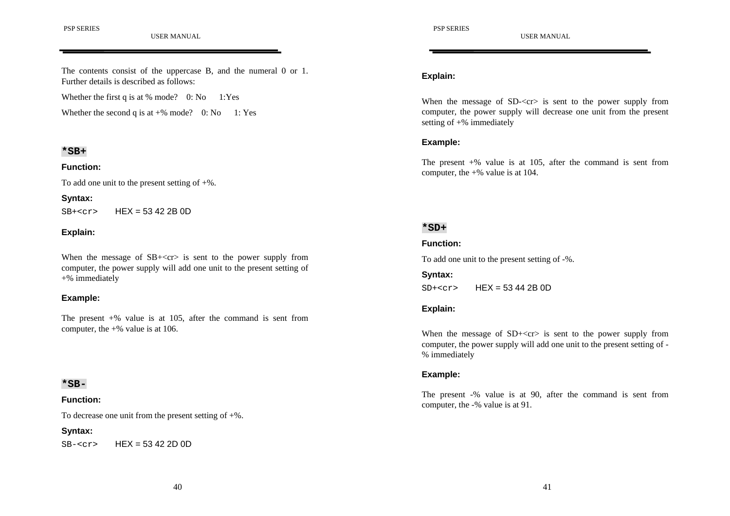The contents consist of the uppercase B, and the numeral 0 or 1. Further details is described as follows:

Whether the first q is at % mode?  0: No  1:Yes

Whether the second q is at +% mode?  0: No  1: Yes

### *SB+

**Function:**

To add one unit to the present setting of +%.

**Syntax:**

`SB+<cr>`  HEX = 53 42 2B 0D

**Explain:**

When the message of SB+<cr> is sent to the power supply from computer, the power supply will add one unit to the present setting of +% immediately

**Example:**

The present +% value is at 105, after the command is sent from computer, the +% value is at 106.

### *SB-

**Function:**

To decrease one unit from the present setting of +%.

**Syntax:**

`SB-<cr>`  HEX = 53 42 2D 0D

**Explain:**

When the message of SD-<cr> is sent to the power supply from computer, the power supply will decrease one unit from the present setting of +% immediately

**Example:**

The present +% value is at 105, after the command is sent from computer, the +% value is at 104.

### *SD+

**Function:**

To add one unit to the present setting of -%.

**Syntax:**

`SD+<cr>`  HEX = 53 44 2B 0D

**Explain:**

When the message of SD+<cr> is sent to the power supply from computer, the power supply will add one unit to the present setting of -% immediately

**Example:**

The present -% value is at 90, after the command is sent from computer, the -% value is at 91.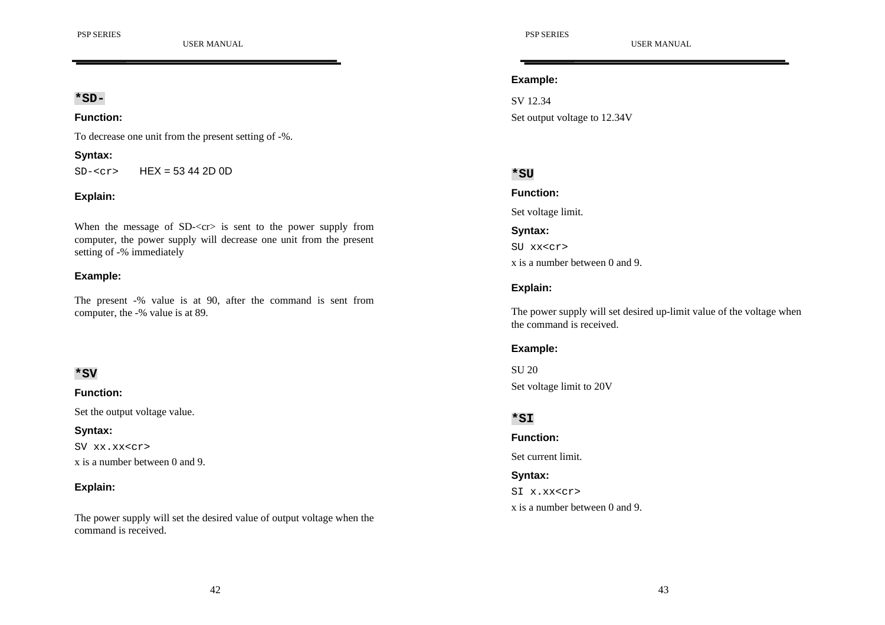## *SD-

**Function:**

To decrease one unit from the present setting of -%.

**Syntax:**

`SD-<cr>` HEX = 53 44 2D 0D

**Explain:**

When the message of SD-<cr> is sent to the power supply from computer, the power supply will decrease one unit from the present setting of -% immediately

**Example:**

The present -% value is at 90, after the command is sent from computer, the -% value is at 89.

## *SV

**Function:**

Set the output voltage value.

**Syntax:**

`SV xx.xx<cr>`

x is a number between 0 and 9.

**Explain:**

The power supply will set the desired value of output voltage when the command is received.

**Example:**

SV 12.34

Set output voltage to 12.34V

## *SU

**Function:**

Set voltage limit.

**Syntax:**

`SU xx<cr>`

x is a number between 0 and 9.

**Explain:**

The power supply will set desired up-limit value of the voltage when the command is received.

**Example:**

SU 20

Set voltage limit to 20V

## *SI

**Function:**

Set current limit.

**Syntax:**

`SI x.xx<cr>`

x is a number between 0 and 9.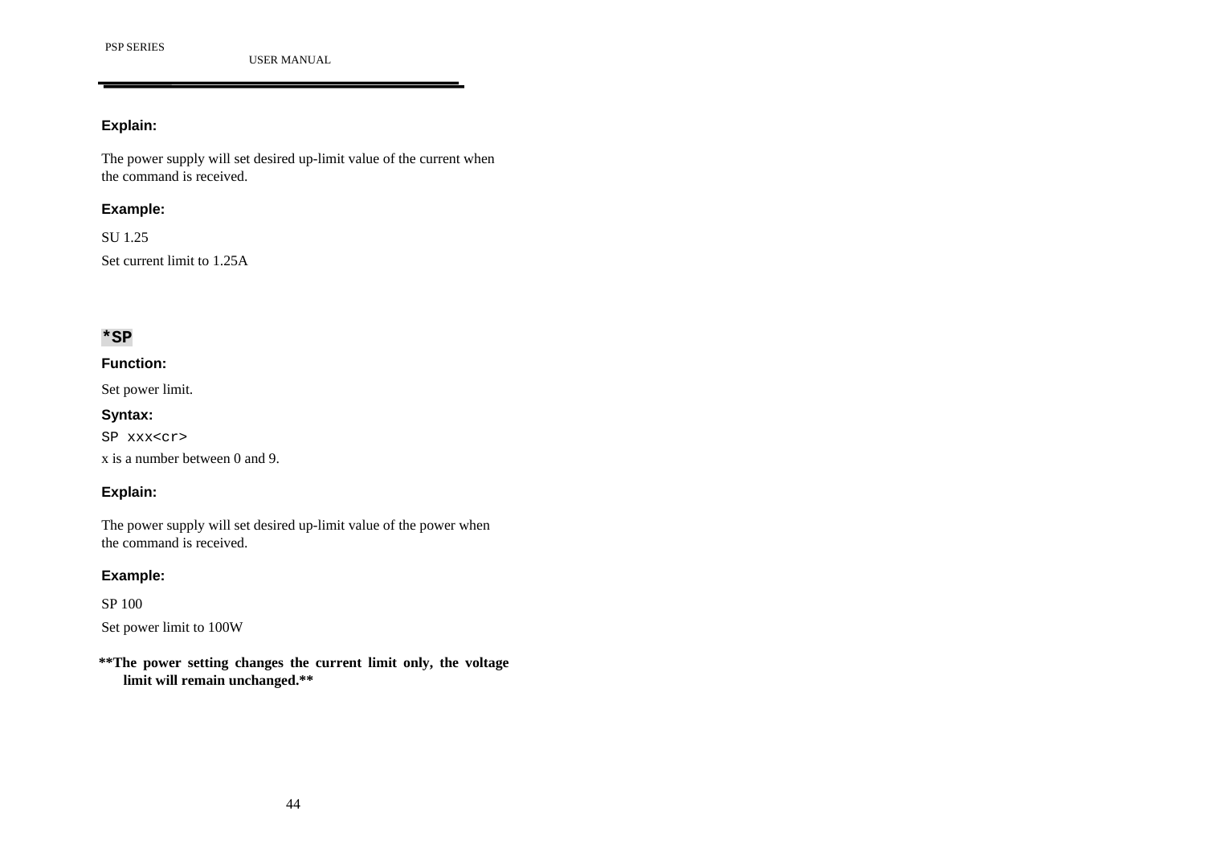**Explain:**

The power supply will set desired up-limit value of the current when the command is received.

**Example:**

SU 1.25

Set current limit to 1.25A

## *SP

**Function:**

Set power limit.

**Syntax:**

```
SP xxx<cr>
```

x is a number between 0 and 9.

**Explain:**

The power supply will set desired up-limit value of the power when the command is received.

**Example:**

SP 100

Set power limit to 100W

****The power setting changes the current limit only, the voltage limit will remain unchanged.****